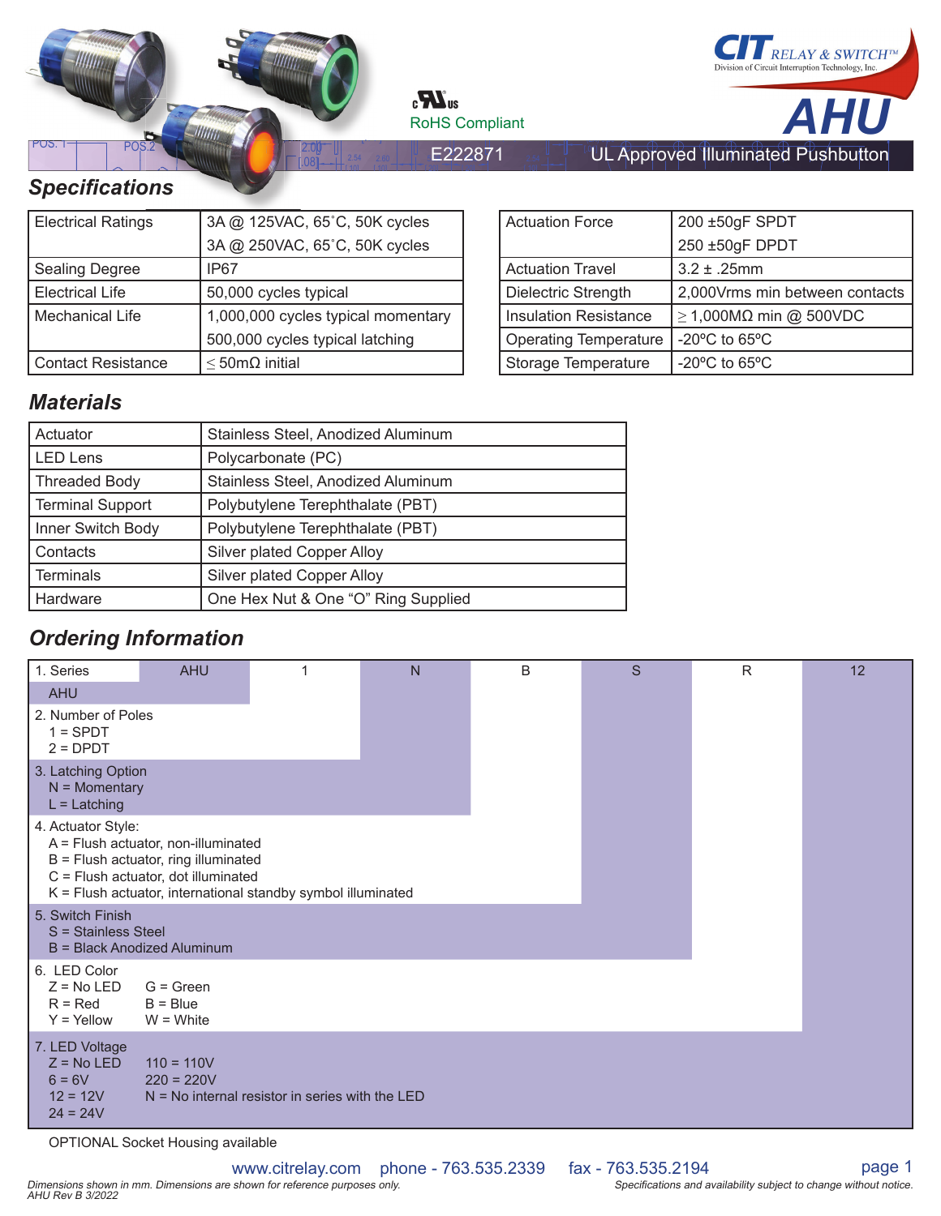CIT RELAY & SWITCH™
Division of Circuit Interruption Technology, Inc.

# AHU

cULus
RoHS Compliant

E222871 UL Approved Illuminated Pushbutton

## Specifications

| Electrical Ratings | 3A @ 125VAC, 65˚C, 50K cycles<br>3A @ 250VAC, 65˚C, 50K cycles |
|---|---|
| Sealing Degree | IP67 |
| Electrical Life | 50,000 cycles typical |
| Mechanical Life | 1,000,000 cycles typical momentary<br>500,000 cycles typical latching |
| Contact Resistance | ≤ 50mΩ initial |

| Actuation Force | 200 ±50gF SPDT<br>250 ±50gF DPDT |
|---|---|
| Actuation Travel | 3.2 ± .25mm |
| Dielectric Strength | 2,000Vrms min between contacts |
| Insulation Resistance | ≥ 1,000MΩ min @ 500VDC |
| Operating Temperature | -20ºC to 65ºC |
| Storage Temperature | -20ºC to 65ºC |

## Materials

| Actuator | Stainless Steel, Anodized Aluminum |
|---|---|
| LED Lens | Polycarbonate (PC) |
| Threaded Body | Stainless Steel, Anodized Aluminum |
| Terminal Support | Polybutylene Terephthalate (PBT) |
| Inner Switch Body | Polybutylene Terephthalate (PBT) |
| Contacts | Silver plated Copper Alloy |
| Terminals | Silver plated Copper Alloy |
| Hardware | One Hex Nut & One “O” Ring Supplied |

## Ordering Information

| 1. Series | AHU | 1 | N | B | S | R | 12 |
|---|---|---|---|---|---|---|---|

1. Series
   - AHU
2. Number of Poles
   - 1 = SPDT
   - 2 = DPDT
3. Latching Option
   - N = Momentary
   - L = Latching
4. Actuator Style:
   - A = Flush actuator, non-illuminated
   - B = Flush actuator, ring illuminated
   - C = Flush actuator, dot illuminated
   - K = Flush actuator, international standby symbol illuminated
5. Switch Finish
   - S = Stainless Steel
   - B = Black Anodized Aluminum
6. LED Color
   - Z = No LED
   - R = Red
   - Y = Yellow
   - G = Green
   - B = Blue
   - W = White
7. LED Voltage
   - Z = No LED
   - 6 = 6V
   - 12 = 12V
   - 24 = 24V
   - 110 = 110V
   - 220 = 220V
   - N = No internal resistor in series with the LED

OPTIONAL Socket Housing available

www.citrelay.com phone - 763.535.2339 fax - 763.535.2194

*Dimensions shown in mm. Dimensions are shown for reference purposes only.*
*AHU Rev B 3/2022*

*Specifications and availability subject to change without notice.*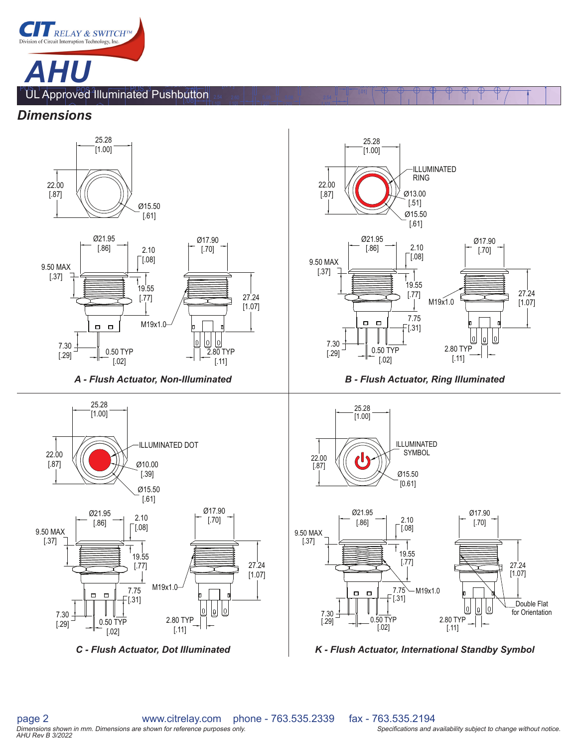# AHU

UL Approved Illuminated Pushbutton

## Dimensions

25.28 [1.00]
22.00 [.87]
Ø15.50 [.61]
Ø21.95 [.86]
2.10 [.08]
Ø17.90 [.70]
9.50 MAX [.37]
19.55 [.77]
27.24 [1.07]
M19x1.0
7.30 [.29]
0.50 TYP [.02]
2.80 TYP [.11]

**A - Flush Actuator, Non-Illuminated**

25.28 [1.00]
ILLUMINATED RING
22.00 [.87]
Ø13.00 [.51]
Ø15.50 [.61]
Ø21.95 [.86]
2.10 [.08]
Ø17.90 [.70]
9.50 MAX [.37]
19.55 [.77]
M19x1.0
27.24 [1.07]
7.75 [.31]
7.30 [.29]
0.50 TYP [.02]
2.80 TYP [.11]

**B - Flush Actuator, Ring Illuminated**

25.28 [1.00]
ILLUMINATED DOT
22.00 [.87]
Ø10.00 [.39]
Ø15.50 [.61]
Ø21.95 [.86]
2.10 [.08]
Ø17.90 [.70]
9.50 MAX [.37]
19.55 [.77]
27.24 [1.07]
7.75 [.31]
M19x1.0
7.30 [.29]
0.50 TYP [.02]
2.80 TYP [.11]

**C - Flush Actuator, Dot Illuminated**

25.28 [1.00]
ILLUMINATED SYMBOL
22.00 [.87]
Ø15.50 [0.61]
Ø21.95 [.86]
2.10 [.08]
Ø17.90 [.70]
9.50 MAX [.37]
19.55 [.77]
27.24 [1.07]
7.75 [.31]
M19x1.0
7.30 [.29]
0.50 TYP [.02]
2.80 TYP [.11]
Double Flat for Orientation

**K - Flush Actuator, International Standby Symbol**

www.citrelay.com phone - 763.535.2339 fax - 763.535.2194

*Dimensions shown in mm. Dimensions are shown for reference purposes only.*
*AHU Rev B 3/2022*

*Specifications and availability subject to change without notice.*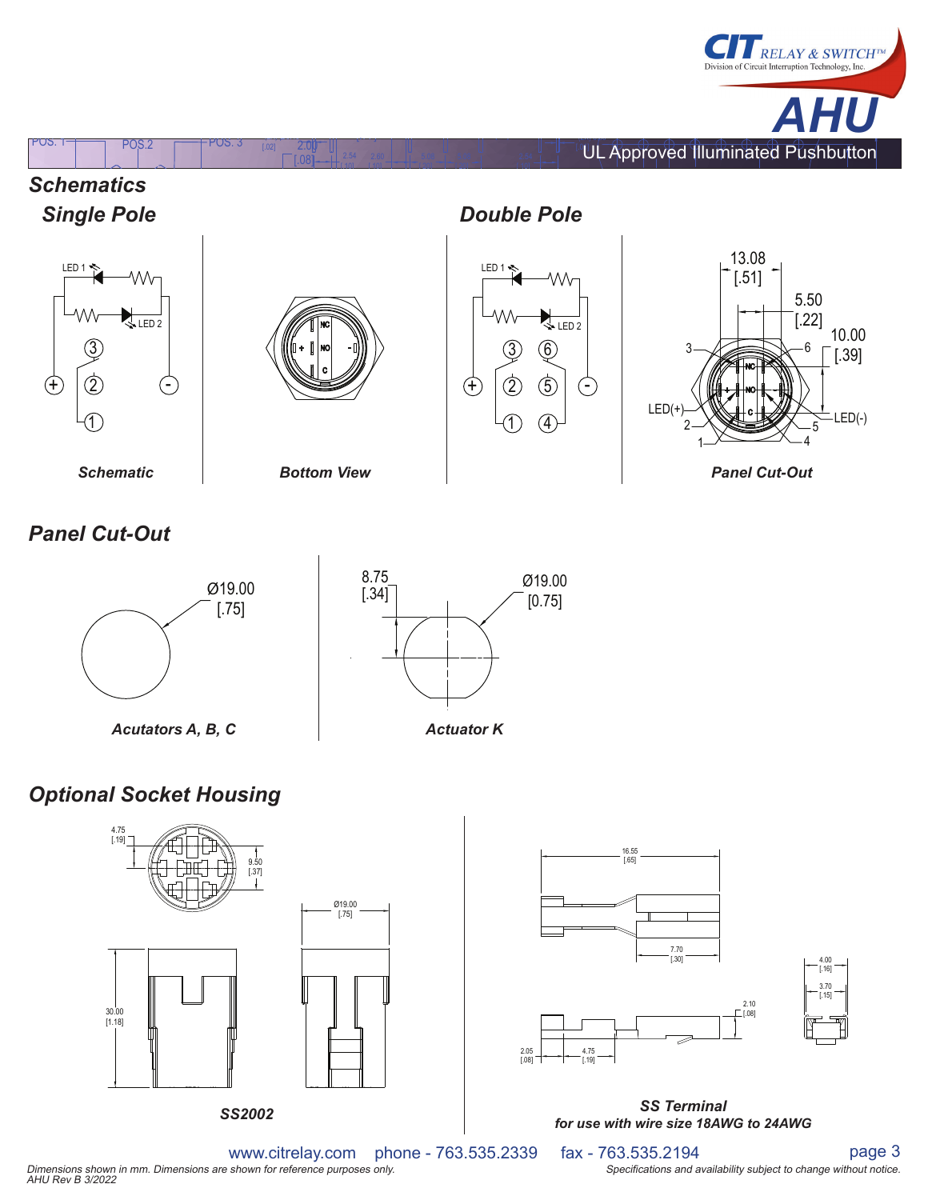AHU

UL Approved Illuminated Pushbutton

## Schematics

### Single Pole

LED 1, LED 2, 3, 2, 1, +, -

*Schematic*

NC, NO, C, +, -

*Bottom View*

### Double Pole

LED 1, LED 2, 3, 6, 2, 5, 1, 4, +, -

13.08 [.51]

5.50 [.22]

10.00 [.39]

3, 6, LED(+), 2, 1, 5, 4, LED(-), NC, NO, C

*Panel Cut-Out*

## Panel Cut-Out

Ø19.00 [.75]

*Acutators A, B, C*

8.75 [.34]

Ø19.00 [0.75]

*Actuator K*

## Optional Socket Housing

4.75 [.19]

9.50 [.37]

Ø19.00 [.75]

30.00 [1.18]

*SS2002*

16.55 [.65]

7.70 [.30]

2.10 [.08]

2.05 [.08]

4.75 [.19]

4.00 [.16]

3.70 [.15]

***SS Terminal***
***for use with wire size 18AWG to 24AWG***

www.citrelay.com phone - 763.535.2339 fax - 763.535.2194

*Dimensions shown in mm. Dimensions are shown for reference purposes only.*
*AHU Rev B 3/2022*

*Specifications and availability subject to change without notice.*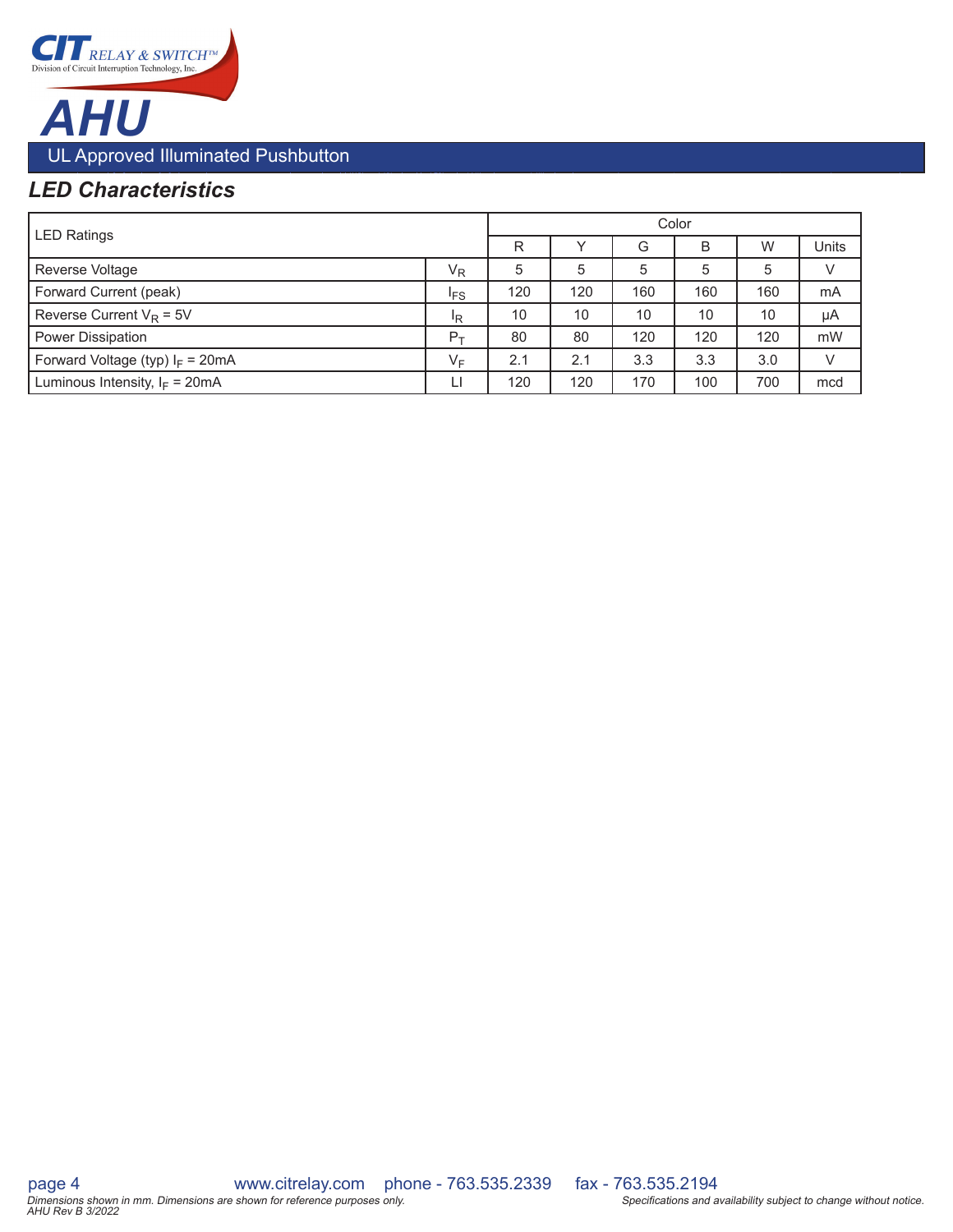# AHU

UL Approved Illuminated Pushbutton

## *LED Characteristics*

| LED Ratings | | Color | | | | | |
|---|---|---|---|---|---|---|---|
| | | R | Y | G | B | W | Units |
| Reverse Voltage | $V_R$ | 5 | 5 | 5 | 5 | 5 | V |
| Forward Current (peak) | $I_{FS}$ | 120 | 120 | 160 | 160 | 160 | mA |
| Reverse Current $V_R$ = 5V | $I_R$ | 10 | 10 | 10 | 10 | 10 | μA |
| Power Dissipation | $P_T$ | 80 | 80 | 120 | 120 | 120 | mW |
| Forward Voltage (typ) $I_F$ = 20mA | $V_F$ | 2.1 | 2.1 | 3.3 | 3.3 | 3.0 | V |
| Luminous Intensity, $I_F$ = 20mA | LI | 120 | 120 | 170 | 100 | 700 | mcd |

www.citrelay.com phone - 763.535.2339 fax - 763.535.2194

*Dimensions shown in mm. Dimensions are shown for reference purposes only.*
*AHU Rev B 3/2022*

*Specifications and availability subject to change without notice.*